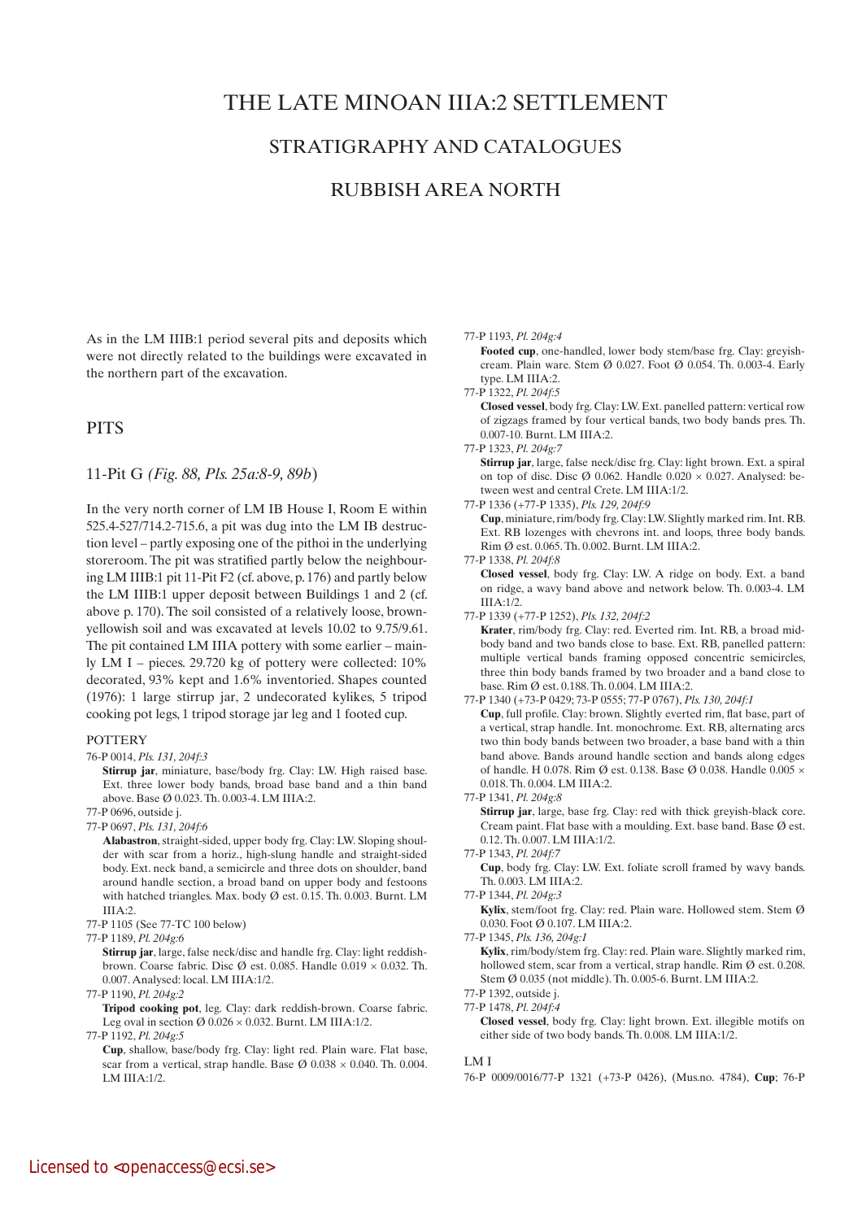# THE LATE MINOAN IIIA:2 SETTLEMENT

## STRATIGRAPHY AND CATALOGUES

## RUBBISH AREA NORTH

As in the LM IIIB:1 period several pits and deposits which were not directly related to the buildings were excavated in the northern part of the excavation.

## PITS

### 11-Pit G *(Fig. 88, Pls. 25a:8-9, 89b)*

In the very north corner of LM IB House I, Room E within 525.4-527/714.2-715.6, a pit was dug into the LM IB destruction level – partly exposing one of the pithoi in the underlying storeroom. The pit was stratified partly below the neighbouring LM IIIB:1 pit 11-Pit F2 (cf. above, p. 176) and partly below the LM IIIB:1 upper deposit between Buildings 1 and 2 (cf. above p. 170). The soil consisted of a relatively loose, brown-yellowish soil and was excavated at levels 10.02 to 9.75/9.61. The pit contained LM IIIA pottery with some earlier – mainly LM I – pieces. 29.720 kg of pottery were collected: 10% decorated, 93% kept and 1.6% inventoried. Shapes counted (1976): 1 large stirrup jar, 2 undecorated kylikes, 5 tripod cooking pot legs, 1 tripod storage jar leg and 1 footed cup.

#### POTTERY

76-P 0014, *Pls. 131, 204f:3*

**Stirrup jar**, miniature, base/body frg. Clay: LW. High raised base. Ext. three lower body bands, broad base band and a thin band above. Base Ø 0.023. Th. 0.003-4. LM IIIA:2.

77-P 0696, outside j.

77-P 0697, *Pls. 131, 204f:6*

**Alabastron**, straight-sided, upper body frg. Clay: LW. Sloping shoulder with scar from a horiz., high-slung handle and straight-sided body. Ext. neck band, a semicircle and three dots on shoulder, band around handle section, a broad band on upper body and festoons with hatched triangles. Max. body Ø est. 0.15. Th. 0.003. Burnt. LM IIIA:2.

77-P 1105 (See 77-TC 100 below)

77-P 1189, *Pl. 204g:6*

**Stirrup jar**, large, false neck/disc and handle frg. Clay: light reddish-brown. Coarse fabric. Disc Ø est. 0.085. Handle 0.019 × 0.032. Th. 0.007. Analysed: local. LM IIIA:1/2.

77-P 1190, *Pl. 204g:2*

**Tripod cooking pot**, leg. Clay: dark reddish-brown. Coarse fabric. Leg oval in section Ø 0.026 × 0.032. Burnt. LM IIIA:1/2.

77-P 1192, *Pl. 204g:5*

**Cup**, shallow, base/body frg. Clay: light red. Plain ware. Flat base, scar from a vertical, strap handle. Base Ø 0.038 × 0.040. Th. 0.004. LM IIIA:1/2.

77-P 1193, *Pl. 204g:4*

**Footed cup**, one-handled, lower body stem/base frg. Clay: greyish-cream. Plain ware. Stem Ø 0.027. Foot Ø 0.054. Th. 0.003-4. Early type. LM IIIA:2.

77-P 1322, *Pl. 204f:5*

**Closed vessel**, body frg. Clay: LW. Ext. panelled pattern: vertical row of zigzags framed by four vertical bands, two body bands pres. Th. 0.007-10. Burnt. LM IIIA:2.

77-P 1323, *Pl. 204g:7*

**Stirrup jar**, large, false neck/disc frg. Clay: light brown. Ext. a spiral on top of disc. Disc Ø 0.062. Handle 0.020 × 0.027. Analysed: between west and central Crete. LM IIIA:1/2.

77-P 1336 (+77-P 1335), *Pls. 129, 204f:9*

**Cup**, miniature, rim/body frg. Clay: LW. Slightly marked rim. Int. RB. Ext. RB lozenges with chevrons int. and loops, three body bands. Rim Ø est. 0.065. Th. 0.002. Burnt. LM IIIA:2.

77-P 1338, *Pl. 204f:8*

**Closed vessel**, body frg. Clay: LW. A ridge on body. Ext. a band on ridge, a wavy band above and network below. Th. 0.003-4. LM IIIA:1/2.

77-P 1339 (+77-P 1252), *Pls. 132, 204f:2*

**Krater**, rim/body frg. Clay: red. Everted rim. Int. RB, a broad mid-body band and two bands close to base. Ext. RB, panelled pattern: multiple vertical bands framing opposed concentric semicircles, three thin body bands framed by two broader and a band close to base. Rim Ø est. 0.188. Th. 0.004. LM IIIA:2.

77-P 1340 (+73-P 0429; 73-P 0555; 77-P 0767), *Pls. 130, 204f:1*

**Cup**, full profile. Clay: brown. Slightly everted rim, flat base, part of a vertical, strap handle. Int. monochrome. Ext. RB, alternating arcs two thin body bands between two broader, a base band with a thin band above. Bands around handle section and bands along edges of handle. H 0.078. Rim Ø est. 0.138. Base Ø 0.038. Handle 0.005 × 0.018. Th. 0.004. LM IIIA:2.

77-P 1341, *Pl. 204g:8*

**Stirrup jar**, large, base frg. Clay: red with thick greyish-black core. Cream paint. Flat base with a moulding. Ext. base band. Base Ø est. 0.12. Th. 0.007. LM IIIA:1/2.

77-P 1343, *Pl. 204f:7*

**Cup**, body frg. Clay: LW. Ext. foliate scroll framed by wavy bands. Th. 0.003. LM IIIA:2.

77-P 1344, *Pl. 204g:3*

**Kylix**, stem/foot frg. Clay: red. Plain ware. Hollowed stem. Stem Ø 0.030. Foot Ø 0.107. LM IIIA:2.

77-P 1345, *Pls. 136, 204g:1*

**Kylix**, rim/body/stem frg. Clay: red. Plain ware. Slightly marked rim, hollowed stem, scar from a vertical, strap handle. Rim Ø est. 0.208. Stem Ø 0.035 (not middle). Th. 0.005-6. Burnt. LM IIIA:2.

77-P 1392, outside j.

77-P 1478, *Pl. 204f:4*

**Closed vessel**, body frg. Clay: light brown. Ext. illegible motifs on either side of two body bands. Th. 0.008. LM IIIA:1/2.

LM I

76-P 0009/0016/77-P 1321 (+73-P 0426), (Mus.no. 4784), **Cup**; 76-P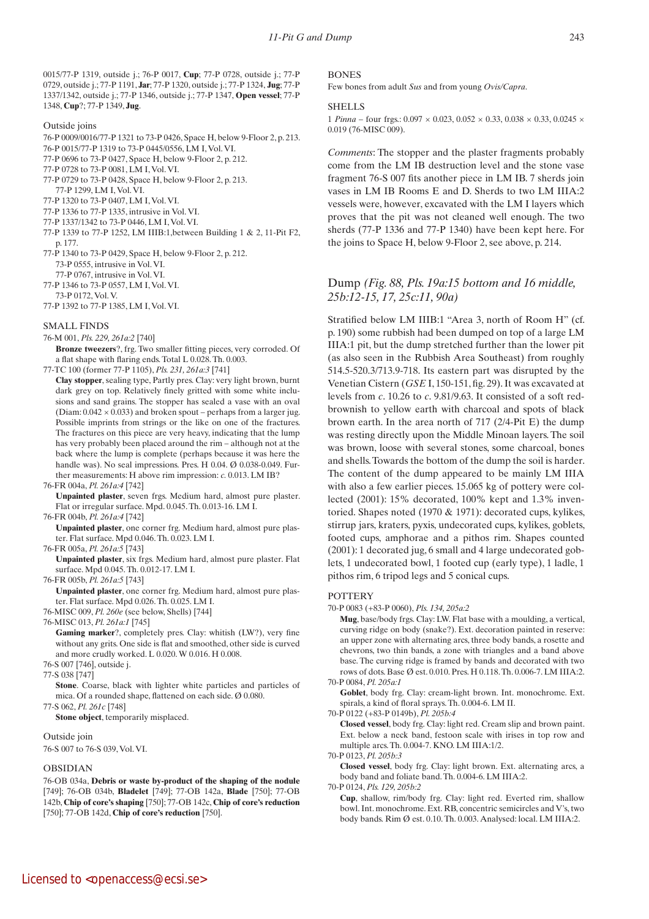0015/77-P 1319, outside j.; 76-P 0017, **Cup**; 77-P 0728, outside j.; 77-P 0729, outside j.; 77-P 1191, **Jar**; 77-P 1320, outside j.; 77-P 1324, **Jug**; 77-P 1337/1342, outside j.; 77-P 1346, outside j.; 77-P 1347, **Open vessel**; 77-P 1348, **Cup**?; 77-P 1349, **Jug**.

Outside joins

76-P 0009/0016/77-P 1321 to 73-P 0426, Space H, below 9-Floor 2, p. 213.
76-P 0015/77-P 1319 to 73-P 0445/0556, LM I, Vol. VI.
77-P 0696 to 73-P 0427, Space H, below 9-Floor 2, p. 212.
77-P 0728 to 73-P 0081, LM I, Vol. VI.
77-P 0729 to 73-P 0428, Space H, below 9-Floor 2, p. 213.
77-P 1299, LM I, Vol. VI.
77-P 1320 to 73-P 0407, LM I, Vol. VI.
77-P 1336 to 77-P 1335, intrusive in Vol. VI.
77-P 1337/1342 to 73-P 0446, LM I, Vol. VI.
77-P 1339 to 77-P 1252, LM IIIB:1,between Building 1 & 2, 11-Pit F2, p. 177.
77-P 1340 to 73-P 0429, Space H, below 9-Floor 2, p. 212.
73-P 0555, intrusive in Vol. VI.
77-P 0767, intrusive in Vol. VI.
77-P 1346 to 73-P 0557, LM I, Vol. VI.
73-P 0172, Vol. V.
77-P 1392 to 77-P 1385, LM I, Vol. VI.

SMALL FINDS

76-M 001, *Pls. 229, 261a:2* [740]
**Bronze tweezers**?, frg. Two smaller fitting pieces, very corroded. Of a flat shape with flaring ends. Total L 0.028. Th. 0.003.

77-TC 100 (former 77-P 1105), *Pls. 231, 261a:3* [741]
**Clay stopper**, sealing type, Partly pres. Clay: very light brown, burnt dark grey on top. Relatively finely gritted with some white inclusions and sand grains. The stopper has sealed a vase with an oval (Diam: 0.042 × 0.033) and broken spout – perhaps from a larger jug. Possible imprints from strings or the like on one of the fractures. The fractures on this piece are very heavy, indicating that the lump has very probably been placed around the rim – although not at the back where the lump is complete (perhaps because it was here the handle was). No seal impressions. Pres. H 0.04. Ø 0.038-0.049. Further measurements: H above rim impression: *c.* 0.013. LM IB?

76-FR 004a, *Pl. 261a:4* [742]
**Unpainted plaster**, seven frgs. Medium hard, almost pure plaster. Flat or irregular surface. Mpd. 0.045. Th. 0.013-16. LM I.

76-FR 004b, *Pl. 261a:4* [742]
**Unpainted plaster**, one corner frg. Medium hard, almost pure plaster. Flat surface. Mpd 0.046. Th. 0.023. LM I.

76-FR 005a, *Pl. 261a:5* [743]
**Unpainted plaster**, six frgs. Medium hard, almost pure plaster. Flat surface. Mpd 0.045. Th. 0.012-17. LM I.

76-FR 005b, *Pl. 261a:5* [743]
**Unpainted plaster**, one corner frg. Medium hard, almost pure plaster. Flat surface. Mpd 0.026. Th. 0.025. LM I.

76-MISC 009, *Pl. 260e* (see below, Shells) [744]

76-MISC 013, *Pl. 261a:1* [745]
**Gaming marker**?, completely pres. Clay: whitish (LW?), very fine without any grits. One side is flat and smoothed, other side is curved and more crudly worked. L 0.020. W 0.016. H 0.008.

76-S 007 [746], outside j.

77-S 038 [747]
**Stone**. Coarse, black with lighter white particles and particles of mica. Of a rounded shape, flattened on each side. Ø 0.080.

77-S 062, *Pl. 261c* [748]
**Stone object**, temporarily misplaced.

Outside join

76-S 007 to 76-S 039, Vol. VI.

OBSIDIAN

76-OB 034a, **Debris or waste by-product of the shaping of the nodule** [749]; 76-OB 034b, **Bladelet** [749]; 77-OB 142a, **Blade** [750]; 77-OB 142b, **Chip of core's shaping** [750]; 77-OB 142c, **Chip of core's reduction** [750]; 77-OB 142d, **Chip of core's reduction** [750].

BONES

Few bones from adult *Sus* and from young *Ovis/Capra*.

SHELLS

1 *Pinna* – four frgs.: 0.097 × 0.023, 0.052 × 0.33, 0.038 × 0.33, 0.0245 × 0.019 (76-MISC 009).

*Comments*: The stopper and the plaster fragments probably come from the LM IB destruction level and the stone vase fragment 76-S 007 fits another piece in LM IB. 7 sherds join vases in LM IB Rooms E and D. Sherds to two LM IIIA:2 vessels were, however, excavated with the LM I layers which proves that the pit was not cleaned well enough. The two sherds (77-P 1336 and 77-P 1340) have been kept here. For the joins to Space H, below 9-Floor 2, see above, p. 214.

## Dump *(Fig. 88, Pls. 19a:15 bottom and 16 middle, 25b:12-15, 17, 25c:11, 90a)*

Stratified below LM IIIB:1 "Area 3, north of Room H" (cf. p. 190) some rubbish had been dumped on top of a large LM IIIA:1 pit, but the dump stretched further than the lower pit (as also seen in the Rubbish Area Southeast) from roughly 514.5-520.3/713.9-718. Its eastern part was disrupted by the Venetian Cistern (*GSE* I, 150-151, fig. 29). It was excavated at levels from *c.* 10.26 to *c.* 9.81/9.63. It consisted of a soft red-brownish to yellow earth with charcoal and spots of black brown earth. In the area north of 717 (2/4-Pit E) the dump was resting directly upon the Middle Minoan layers. The soil was brown, loose with several stones, some charcoal, bones and shells. Towards the bottom of the dump the soil is harder. The content of the dump appeared to be mainly LM IIIA with also a few earlier pieces. 15.065 kg of pottery were collected (2001): 15% decorated, 100% kept and 1.3% inventoried. Shapes noted (1970 & 1971): decorated cups, kylikes, stirrup jars, kraters, pyxis, undecorated cups, kylikes, goblets, footed cups, amphorae and a pithos rim. Shapes counted (2001): 1 decorated jug, 6 small and 4 large undecorated goblets, 1 undecorated bowl, 1 footed cup (early type), 1 ladle, 1 pithos rim, 6 tripod legs and 5 conical cups.

POTTERY

70-P 0083 (+83-P 0060), *Pls. 134, 205a:2*
**Mug**, base/body frgs. Clay: LW. Flat base with a moulding, a vertical, curving ridge on body (snake?). Ext. decoration painted in reserve: an upper zone with alternating arcs, three body bands, a rosette and chevrons, two thin bands, a zone with triangles and a band above base. The curving ridge is framed by bands and decorated with two rows of dots. Base Ø est. 0.010. Pres. H 0.118. Th. 0.006-7. LM IIIA:2.

70-P 0084, *Pl. 205a:1*
**Goblet**, body frg. Clay: cream-light brown. Int. monochrome. Ext. spirals, a kind of floral sprays. Th. 0.004-6. LM II.

70-P 0122 (+83-P 0149b), *Pl. 205b:4*
**Closed vessel**, body frg. Clay: light red. Cream slip and brown paint. Ext. below a neck band, festoon scale with irises in top row and multiple arcs. Th. 0.004-7. KNO. LM IIIA:1/2.

70-P 0123, *Pl. 205b:3*
**Closed vessel**, body frg. Clay: light brown. Ext. alternating arcs, a body band and foliate band. Th. 0.004-6. LM IIIA:2.

70-P 0124, *Pls. 129, 205b:2*
**Cup**, shallow, rim/body frg. Clay: light red. Everted rim, shallow bowl. Int. monochrome. Ext. RB, concentric semicircles and V's, two body bands. Rim Ø est. 0.10. Th. 0.003. Analysed: local. LM IIIA:2.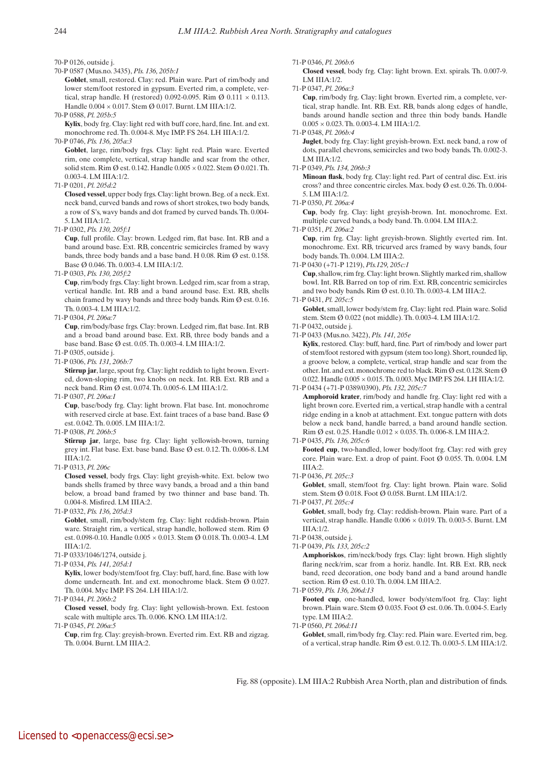70-P 0126, outside j.

70-P 0587 (Mus.no. 3435), *Pls. 136, 205b:1*

**Goblet**, small, restored. Clay: red. Plain ware. Part of rim/body and lower stem/foot restored in gypsum. Everted rim, a complete, vertical, strap handle. H (restored) 0.092-0.095. Rim Ø 0.111 × 0.113. Handle 0.004 × 0.017. Stem Ø 0.017. Burnt. LM IIIA:1/2.

70-P 0588, *Pl. 205b:5*

**Kylix**, body frg. Clay: light red with buff core, hard, fine. Int. and ext. monochrome red. Th. 0.004-8. Myc IMP. FS 264. LH IIIA:1/2.

70-P 0746, *Pls. 136, 205a:3*

**Goblet**, large, rim/body frgs. Clay: light red. Plain ware. Everted rim, one complete, vertical, strap handle and scar from the other, solid stem. Rim Ø est. 0.142. Handle 0.005 × 0.022. Stem Ø 0.021. Th. 0.003-4. LM IIIA:1/2.

71-P 0201, *Pl. 205d:2*

**Closed vessel**, upper body frgs. Clay: light brown. Beg. of a neck. Ext. neck band, curved bands and rows of short strokes, two body bands, a row of S's, wavy bands and dot framed by curved bands. Th. 0.004-5. LM IIIA:1/2.

71-P 0302, *Pls. 130, 205f:1*

**Cup**, full profile. Clay: brown. Ledged rim, flat base. Int. RB and a band around base. Ext. RB, concentric semicircles framed by wavy bands, three body bands and a base band. H 0.08. Rim Ø est. 0.158. Base Ø 0.046. Th. 0.003-4. LM IIIA:1/2.

71-P 0303, *Pls. 130, 205f:2*

**Cup**, rim/body frgs. Clay: light brown. Ledged rim, scar from a strap, vertical handle. Int. RB and a band around base. Ext. RB, shells chain framed by wavy bands and three body bands. Rim Ø est. 0.16. Th. 0.003-4. LM IIIA:1/2.

71-P 0304, *Pl. 206a:7*

**Cup**, rim/body/base frgs. Clay: brown. Ledged rim, flat base. Int. RB and a broad band around base. Ext. RB, three body bands and a base band. Base Ø est. 0.05. Th. 0.003-4. LM IIIA:1/2.

71-P 0305, outside j.

71-P 0306, *Pls. 131, 206b:7*

**Stirrup jar**, large, spout frg. Clay: light reddish to light brown. Everted, down-sloping rim, two knobs on neck. Int. RB. Ext. RB and a neck band. Rim Ø est. 0.074. Th. 0.005-6. LM IIIA:1/2.

71-P 0307, *Pl. 206a:1*

**Cup**, base/body frg. Clay: light brown. Flat base. Int. monochrome with reserved circle at base. Ext. faint traces of a base band. Base Ø est. 0.042. Th. 0.005. LM IIIA:1/2.

71-P 0308, *Pl. 206b:5*

**Stirrup jar**, large, base frg. Clay: light yellowish-brown, turning grey int. Flat base. Ext. base band. Base Ø est. 0.12. Th. 0.006-8. LM IIIA:1/2.

71-P 0313, *Pl. 206c*

**Closed vessel**, body frgs. Clay: light greyish-white. Ext. below two bands shells framed by three wavy bands, a broad and a thin band below, a broad band framed by two thinner and base band. Th. 0.004-8. Misfired. LM IIIA:2.

71-P 0332, *Pls. 136, 205d:3*

**Goblet**, small, rim/body/stem frg. Clay: light reddish-brown. Plain ware. Straight rim, a vertical, strap handle, hollowed stem. Rim Ø est. 0.098-0.10. Handle 0.005 × 0.013. Stem Ø 0.018. Th. 0.003-4. LM IIIA:1/2.

71-P 0333/1046/1274, outside j.

71-P 0334, *Pls. 141, 205d:1*

**Kylix**, lower body/stem/foot frg. Clay: buff, hard, fine. Base with low dome underneath. Int. and ext. monochrome black. Stem Ø 0.027. Th. 0.004. Myc IMP. FS 264. LH IIIA:1/2.

71-P 0344, *Pl. 206b:2*

**Closed vessel**, body frg. Clay: light yellowish-brown. Ext. festoon scale with multiple arcs. Th. 0.006. KNO. LM IIIA:1/2.

71-P 0345, *Pl. 206a:5*

**Cup**, rim frg. Clay: greyish-brown. Everted rim. Ext. RB and zigzag. Th. 0.004. Burnt. LM IIIA:2.

71-P 0346, *Pl. 206b:6*

**Closed vessel**, body frg. Clay: light brown. Ext. spirals. Th. 0.007-9. LM IIIA:1/2.

71-P 0347, *Pl. 206a:3*

**Cup**, rim/body frg. Clay: light brown. Everted rim, a complete, vertical, strap handle. Int. RB. Ext. RB, bands along edges of handle, bands around handle section and three thin body bands. Handle 0.005 × 0.023. Th. 0.003-4. LM IIIA:1/2.

71-P 0348, *Pl. 206b:4*

**Juglet**, body frg. Clay: light greyish-brown. Ext. neck band, a row of dots, parallel chevrons, semicircles and two body bands. Th. 0.002-3. LM IIIA:1/2.

71-P 0349, *Pls. 134, 206b:3*

**Minoan flask**, body frg. Clay: light red. Part of central disc. Ext. iris cross? and three concentric circles. Max. body Ø est. 0.26. Th. 0.004-5. LM IIIA:1/2.

71-P 0350, *Pl. 206a:4*

**Cup**, body frg. Clay: light greyish-brown. Int. monochrome. Ext. multiple curved bands, a body band. Th. 0.004. LM IIIA:2.

71-P 0351, *Pl. 206a:2*

**Cup**, rim frg. Clay: light greyish-brown. Slightly everted rim. Int. monochrome. Ext. RB, tricurved arcs framed by wavy bands, four body bands. Th. 0.004. LM IIIA:2.

71-P 0430 (+71-P 1219), *Pls.129, 205c:1*

**Cup**, shallow, rim frg. Clay: light brown. Slightly marked rim, shallow bowl. Int. RB. Barred on top of rim. Ext. RB, concentric semicircles and two body bands. Rim Ø est. 0.10. Th. 0.003-4. LM IIIA:2.

71-P 0431, *Pl. 205c:5*

**Goblet**, small, lower body/stem frg. Clay: light red. Plain ware. Solid stem. Stem Ø 0.022 (not middle). Th. 0.003-4. LM IIIA:1/2.

71-P 0432, outside j.

71-P 0433 (Mus.no. 3422), *Pls. 141, 205e*

**Kylix**, restored. Clay: buff, hard, fine. Part of rim/body and lower part of stem/foot restored with gypsum (stem too long). Short, rounded lip, a groove below, a complete, vertical, strap handle and scar from the other. Int. and ext. monochrome red to black. Rim Ø est. 0.128. Stem Ø 0.022. Handle 0.005 × 0.015. Th. 0.003. Myc IMP. FS 264. LH IIIA:1/2.

71-P 0434 (+71-P 0389/0390), *Pls. 132, 205c:7*

**Amphoroid krater**, rim/body and handle frg. Clay: light red with a light brown core. Everted rim, a vertical, strap handle with a central ridge ending in a knob at attachment. Ext. tongue pattern with dots below a neck band, handle barred, a band around handle section. Rim Ø est. 0.25. Handle 0.012 × 0.035. Th. 0.006-8. LM IIIA:2.

71-P 0435, *Pls. 136, 205c:6*

**Footed cup**, two-handled, lower body/foot frg. Clay: red with grey core. Plain ware. Ext. a drop of paint. Foot Ø 0.055. Th. 0.004. LM IIIA:2.

71-P 0436, *Pl. 205c:3*

**Goblet**, small, stem/foot frg. Clay: light brown. Plain ware. Solid stem. Stem Ø 0.018. Foot Ø 0.058. Burnt. LM IIIA:1/2.

71-P 0437, *Pl. 205c:4*

**Goblet**, small, body frg. Clay: reddish-brown. Plain ware. Part of a vertical, strap handle. Handle 0.006 × 0.019. Th. 0.003-5. Burnt. LM IIIA:1/2.

71-P 0438, outside j.

71-P 0439, *Pls. 133, 205c:2*

**Amphoriskos**, rim/neck/body frgs. Clay: light brown. High slightly flaring neck/rim, scar from a horiz. handle. Int. RB. Ext. RB, neck band, reed decoration, one body band and a band around handle section. Rim Ø est. 0.10. Th. 0.004. LM IIIA:2.

71-P 0559, *Pls. 136, 206d:13*

**Footed cup**, one-handled, lower body/stem/foot frg. Clay: light brown. Plain ware. Stem Ø 0.035. Foot Ø est. 0.06. Th. 0.004-5. Early type. LM IIIA:2.

71-P 0560, *Pl. 206d:11*

**Goblet**, small, rim/body frg. Clay: red. Plain ware. Everted rim, beg. of a vertical, strap handle. Rim Ø est. 0.12. Th. 0.003-5. LM IIIA:1/2.

Fig. 88 (opposite). LM IIIA:2 Rubbish Area North, plan and distribution of finds.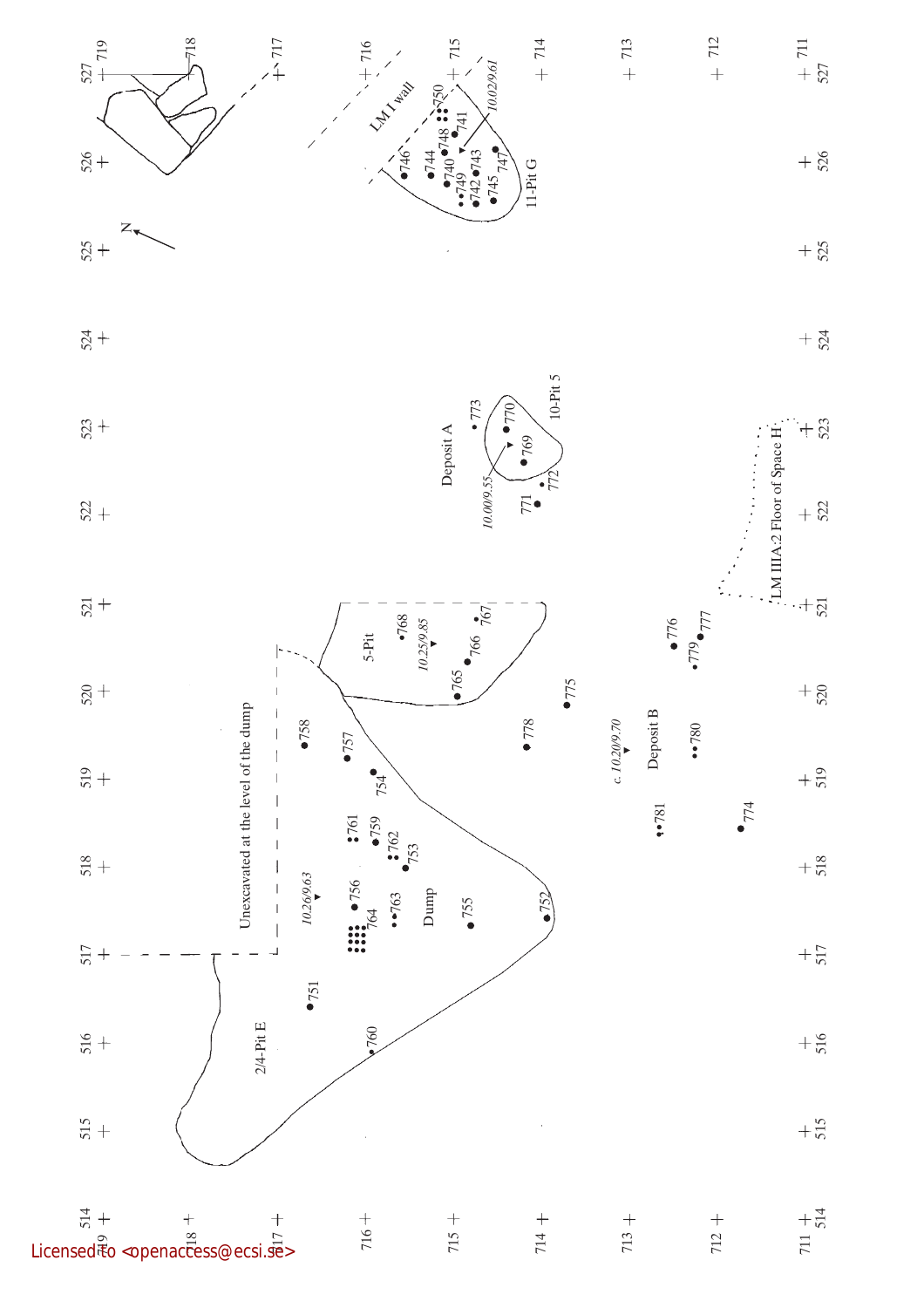Deposit A

10-Pit 5

11-Pit G

LM I wall

5-Pit

2/4-Pit E

Unexcavated at the level of the dump

Dump

Deposit B

LM IIIA:2 Floor of Space H

10.02/9.61

10.00/9.55

10.25/9.85

10.26/9.63

c. 10.20/9.70

N

740 741 742 743 744 745 746 747 748 749 750 751 752 753 754 755 756 757 758 759 760 761 762 763 764 765 766 767 768 769 770 771 772 773 774 775 776 777 778 779 780 781

514 515 516 517 518 519 520 521 522 523 524 525 526 527

711 712 713 714 715 716 717 718 719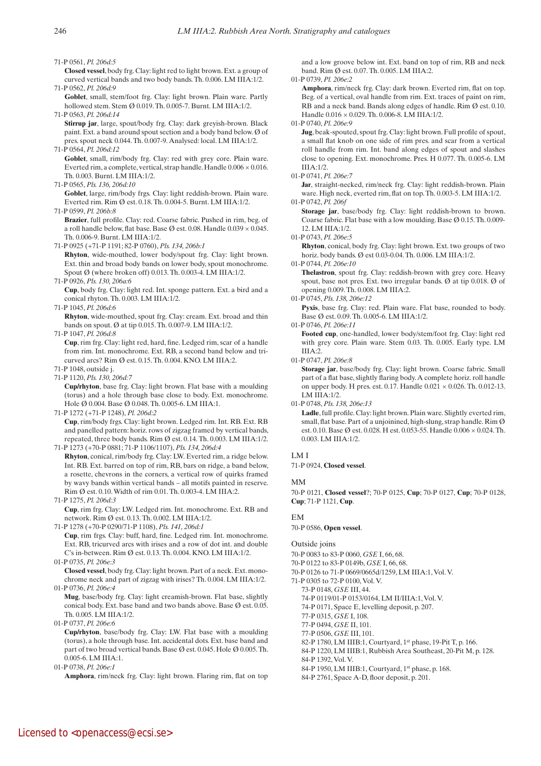71-P 0561, *Pl. 206d:5*

**Closed vessel**, body frg. Clay: light red to light brown. Ext. a group of curved vertical bands and two body bands. Th. 0.006. LM IIIA:1/2.

71-P 0562, *Pl. 206d:9*

**Goblet**, small, stem/foot frg. Clay: light brown. Plain ware. Partly hollowed stem. Stem Ø 0.019. Th. 0.005-7. Burnt. LM IIIA:1/2.

71-P 0563, *Pl. 206d:14*

**Stirrup jar**, large, spout/body frg. Clay: dark greyish-brown. Black paint. Ext. a band around spout section and a body band below. Ø of pres. spout neck 0.044. Th. 0.007-9. Analysed: local. LM IIIA:1/2.

71-P 0564, *Pl. 206d:12*

**Goblet**, small, rim/body frg. Clay: red with grey core. Plain ware. Everted rim, a complete, vertical, strap handle. Handle 0.006 × 0.016. Th. 0.003. Burnt. LM IIIA:1/2.

71-P 0565, *Pls. 136, 206d:10*

**Goblet**, large, rim/body frgs. Clay: light reddish-brown. Plain ware. Everted rim. Rim Ø est. 0.18. Th. 0.004-5. Burnt. LM IIIA:1/2.

71-P 0599, *Pl. 206b:8*

**Brazier**, full profile. Clay: red. Coarse fabric. Pushed in rim, beg. of a roll handle below, flat base. Base Ø est. 0.08. Handle 0.039 × 0.045. Th. 0.006-9. Burnt. LM IIIA:1/2.

71-P 0925 (+71-P 1191; 82-P 0760), *Pls. 134, 206b:1*

**Rhyton**, wide-mouthed, lower body/spout frg. Clay: light brown. Ext. thin and broad body bands on lower body, spout monochrome. Spout Ø (where broken off) 0.013. Th. 0.003-4. LM IIIA:1/2.

71-P 0926, *Pls. 130, 206a:6*

**Cup**, body frg. Clay: light red. Int. sponge pattern. Ext. a bird and a conical rhyton. Th. 0.003. LM IIIA:1/2.

71-P 1045, *Pl. 206d:6*

**Rhyton**, wide-mouthed, spout frg. Clay: cream. Ext. broad and thin bands on spout. Ø at tip 0.015. Th. 0.007-9. LM IIIA:1/2.

71-P 1047, *Pl. 206d:8*

**Cup**, rim frg. Clay: light red, hard, fine. Ledged rim, scar of a handle from rim. Int. monochrome. Ext. RB, a second band below and tricurved arcs? Rim Ø est. 0.15. Th. 0.004. KNO. LM IIIA:2.

71-P 1048, outside j.

71-P 1120, *Pls. 130, 206d:7*

**Cup/rhyton**, base frg. Clay: light brown. Flat base with a moulding (torus) and a hole through base close to body. Ext. monochrome. Hole Ø 0.004. Base Ø 0.048. Th. 0.005-6. LM IIIA:1.

71-P 1272 (+71-P 1248), *Pl. 206d:2*

**Cup**, rim/body frgs. Clay: light brown. Ledged rim. Int. RB. Ext. RB and panelled pattern: horiz. rows of zigzag framed by vertical bands, repeated, three body bands. Rim Ø est. 0.14. Th. 0.003. LM IIIA:1/2.

71-P 1273 (+70-P 0881; 71-P 1106/1107), *Pls. 134, 206d:4*

**Rhyton**, conical, rim/body frg. Clay: LW. Everted rim, a ridge below. Int. RB. Ext. barred on top of rim, RB, bars on ridge, a band below, a rosette, chevrons in the corners, a vertical row of quirks framed by wavy bands within vertical bands – all motifs painted in reserve. Rim Ø est. 0.10. Width of rim 0.01. Th. 0.003-4. LM IIIA:2.

71-P 1275, *Pl. 206d:3*

**Cup**, rim frg. Clay: LW. Ledged rim. Int. monochrome. Ext. RB and network. Rim Ø est. 0.13. Th. 0.002. LM IIIA:1/2.

71-P 1278 (+70-P 0290/71-P 1108), *Pls. 141, 206d:1*

**Cup**, rim frgs. Clay: buff, hard, fine. Ledged rim. Int. monochrome. Ext. RB, tricurved arcs with irises and a row of dot int. and double C's in-between. Rim Ø est. 0.13. Th. 0.004. KNO. LM IIIA:1/2.

01-P 0735, *Pl. 206e:3*

**Closed vessel**, body frg. Clay: light brown. Part of a neck. Ext. monochrome neck and part of zigzag with irises? Th. 0.004. LM IIIA:1/2.

01-P 0736, *Pl. 206e:4*

**Mug**, base/body frg. Clay: light creamish-brown. Flat base, slightly conical body. Ext. base band and two bands above. Base Ø est. 0.05. Th. 0.005. LM IIIA:1/2.

01-P 0737, *Pl. 206e:6*

**Cup/rhyton**, base/body frg. Clay: LW. Flat base with a moulding (torus), a hole through base. Int. accidental dots. Ext. base band and part of two broad vertical bands. Base Ø est. 0.045. Hole Ø 0.005. Th. 0.005-6. LM IIIA:1.

01-P 0738, *Pl. 206e:1*

**Amphora**, rim/neck frg. Clay: light brown. Flaring rim, flat on top and a low groove below int. Ext. band on top of rim, RB and neck band. Rim Ø est. 0.07. Th. 0.005. LM IIIA:2.

01-P 0739, *Pl. 206e:2*

**Amphora**, rim/neck frg. Clay: dark brown. Everted rim, flat on top. Beg. of a vertical, oval handle from rim. Ext. traces of paint on rim, RB and a neck band. Bands along edges of handle. Rim Ø est. 0.10. Handle 0.016 × 0.029. Th. 0.006-8. LM IIIA:1/2.

01-P 0740, *Pl. 206e:9*

**Jug**, beak-spouted, spout frg. Clay: light brown. Full profile of spout, a small flat knob on one side of rim pres. and scar from a vertical roll handle from rim. Int. band along edges of spout and slashes close to opening. Ext. monochrome. Pres. H 0.077. Th. 0.005-6. LM IIIA:1/2.

01-P 0741, *Pl. 206e:7*

**Jar**, straight-necked, rim/neck frg. Clay: light reddish-brown. Plain ware. High neck, everted rim, flat on top. Th. 0.003-5. LM IIIA:1/2.

01-P 0742, *Pl. 206f*

**Storage jar**, base/body frg. Clay: light reddish-brown to brown. Coarse fabric. Flat base with a low moulding. Base Ø 0.15. Th. 0.009-12. LM IIIA:1/2.

01-P 0743, *Pl. 206e:5*

**Rhyton**, conical, body frg. Clay: light brown. Ext. two groups of two horiz. body bands. Ø est 0.03-0.04. Th. 0.006. LM IIIA:1/2.

01-P 0744, *Pl. 206e:10*

**Thelastron**, spout frg. Clay: reddish-brown with grey core. Heavy spout, base not pres. Ext. two irregular bands. Ø at tip 0.018. Ø of opening 0.009. Th. 0.008. LM IIIA:2.

01-P 0745, *Pls. 138, 206e:12*

**Pyxis**, base frg. Clay: red. Plain ware. Flat base, rounded to body. Base Ø est. 0.09. Th. 0.005-6. LM IIIA:1/2.

01-P 0746, *Pl. 206e:11*

**Footed cup**, one-handled, lower body/stem/foot frg. Clay: light red with grey core. Plain ware. Stem 0.03. Th. 0.005. Early type. LM IIIA:2.

01-P 0747, *Pl. 206e:8*

**Storage jar**, base/body frg. Clay: light brown. Coarse fabric. Small part of a flat base, slightly flaring body. A complete horiz. roll handle on upper body. H pres. est. 0.17. Handle 0.021 × 0.026. Th. 0.012-13. LM IIIA:1/2.

01-P 0748, *Pls. 138, 206e:13*

**Ladle**, full profile. Clay: light brown. Plain ware. Slightly everted rim, small, flat base. Part of a unjoinined, high-slung, strap handle. Rim Ø est. 0.10. Base Ø est. 0.028. H est. 0.053-55. Handle 0.006 × 0.024. Th. 0.003. LM IIIA:1/2.

## LM I

71-P 0924, **Closed vessel**.

## MM

70-P 0121, **Closed vessel**?; 70-P 0125, **Cup**; 70-P 0127, **Cup**; 70-P 0128, **Cup**; 71-P 1121, **Cup**.

## EM

70-P 0586, **Open vessel**.

## Outside joins

70-P 0083 to 83-P 0060, *GSE* I, 66, 68.

70-P 0122 to 83-P 0149b, *GSE* I, 66, 68.

70-P 0126 to 71-P 0669/0665d/1259, LM IIIA:1, Vol. V.

71-P 0305 to 72-P 0100, Vol. V.

- 73-P 0148, *GSE* III, 44.
- 74-P 0119/01-P 0153/0164, LM IIIA:1, Vol. V.
- 74-P 0171, Space E, levelling deposit, p. 207.
- 77-P 0315, *GSE* I, 108.
- 77-P 0494, *GSE* II, 101.
- 77-P 0506, *GSE* III, 101.
- 82-P 1780, LM IIIB:1, Courtyard, 1st phase, 19-Pit T, p. 166.
- 84-P 1220, LM IIIB:1, Rubbish Area Southeast, 20-Pit M, p. 128.
- 84-P 1392, Vol. V.
- 84-P 1950, LM IIIB:1, Courtyard, 1st phase, p. 168.
- 84-P 2761, Space A-D, floor deposit, p. 201.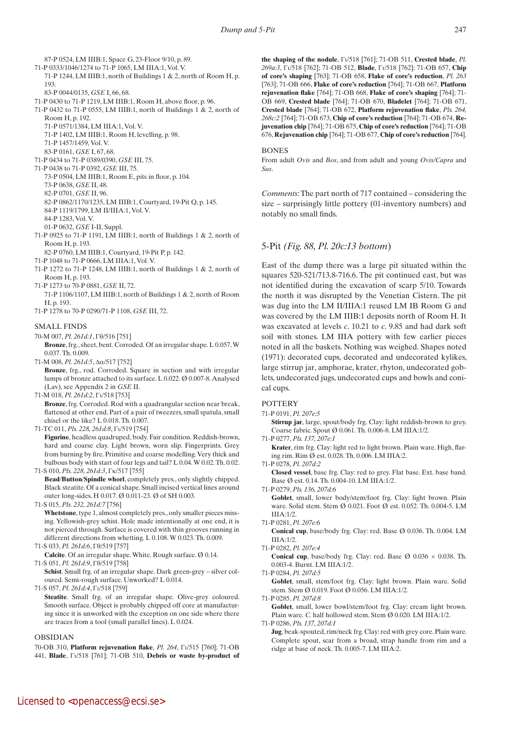87-P 0524, LM IIIB:1, Space G, 23-Floor 9/10, p. 89.

71-P 0333/1046/1274 to 71-P 1065, LM IIIA:1, Vol. V.

71-P 1244, LM IIIB:1, north of Buildings 1 & 2, north of Room H, p. 193.

83-P 0044/0135, *GSE* I, 66, 68.

71-P 0430 to 71-P 1219, LM IIIB:1, Room H, above floor, p. 96.

71-P 0432 to 71-P 0555, LM IIIB:1, north of Buildings 1 & 2, north of Room H, p. 192.

71-P 0571/1384, LM IIIA:1, Vol. V.

71-P 1402, LM IIIB:1, Room H, levelling, p. 98.

71-P 1457/1459, Vol. V.

83-P 0161, *GSE* I, 67, 68.

71-P 0434 to 71-P 0389/0390, *GSE* III, 75.

71-P 0438 to 71-P 0392, *GSE* III, 75.

73-P 0504, LM IIIB:1, Room E, pits in floor, p. 104.

73-P 0638, *GSE* II, 48.

82-P 0701, *GSE* II, 96.

82-P 0862/1170/1235, LM IIIB:1, Courtyard, 19-Pit Q, p. 145.

84-P 1119/1799, LM II/IIIA:1, Vol. V.

84-P 1283, Vol. V.

01-P 0632, *GSE* I-II, Suppl.

71-P 0925 to 71-P 1191, LM IIIB:1, north of Buildings 1 & 2, north of Room H, p. 193.

82-P 0760, LM IIIB:1, Courtyard, 19-Pit P, p. 142.

71-P 1048 to 71-P 0666, LM IIIA:1, Vol. V.

71-P 1272 to 71-P 1248, LM IIIB:1, north of Buildings 1 & 2, north of Room H, p. 193.

71-P 1273 to 70-P 0881, *GSE* II, 72.

71-P 1106/1107, LM IIIB:1, north of Buildings 1 & 2, north of Room H, p. 193.

71-P 1278 to 70-P 0290/71-P 1108, *GSE* III, 72.

## SMALL FINDS

70-M 007, *Pl. 261d:1*, Γθ/516 [751]
**Bronze**, frg., sheet, bent. Corroded. Of an irregular shape. L 0.057. W 0.037. Th. 0.009.

71-M 008, *Pl. 261d:5*, Δα/517 [752]
**Bronze**, frg., rod. Corroded. Square in section and with irregular lumps of bronze attached to its surface. L 0.022. Ø 0.007-8. Analysed (Lav), see Appendix 2 in *GSE* II.

71-M 018, *Pl. 261d:2*, Γι/518 [753]
**Bronze**, frg. Corroded. Rod with a quadrangular section near break, flattened at other end. Part of a pair of tweezers, small spatula, small chisel or the like? L 0.018. Th. 0.007.

71-TC 011, *Pls. 228, 261d:8*, Γι/519 [754]
**Figurine**, headless quadruped, body. Fair condition. Reddish-brown, hard and coarse clay. Light brown, worn slip. Fingerprints. Grey from burning by fire. Primitive and coarse modelling. Very thick and bulbous body with start of four legs and tail? L 0.04. W 0.02. Th. 0.02.

71-S 010, *Pls. 228, 261d:3*, Γκ/517 [755]
**Bead/Button/Spindle whorl**, completely pres., only slightly chipped. Black steatite. Of a conical shape. Small incised vertical lines around outer long-sides. H 0.017. Ø 0.011-23. Ø of SH 0.003.

71-S 015, *Pls. 232, 261d:7* [756]
**Whetstone**, type 1, almost completely pres., only smaller pieces missing. Yellowish-grey schist. Hole made intentionally at one end, it is not pierced through. Surface is covered with thin grooves running in different directions from whetting. L 0.108. W 0.023. Th. 0.009.

71-S 033, *Pl. 261d:6*, Γθ/519 [757]
**Calcite**. Of an irregular shape. White. Rough surface. Ø 0.14.

71-S 051, *Pl. 261d:9*, Γθ/519 [758]
**Schist**. Small frg. of an irregular shape. Dark green-grey – silver coloured. Semi-rough surface. Unworked? L 0.014.

71-S 057, *Pl. 261d:4*, Γι/518 [759]
**Steatite**. Small frg. of an irregular shape. Olive-grey coloured. Smooth surface. Object is probably chipped off core at manufacturing since it is unworked with the exception on one side where there are traces from a tool (small parallel lines). L 0.024.

## OBSIDIAN

70-OB 310, **Platform rejuvenation flake**, *Pl. 264*, Γι/515 [760]; 71-OB 441, **Blade**, Γι/518 [761]; 71-OB 510, **Debris or waste by-product of the shaping of the nodule**, Γι/518 [761]; 71-OB 511, **Crested blade**, *Pl. 269a:3*, Γι/518 [762]; 71-OB 512, **Blade**, Γι/518 [762]; 71-OB 657, **Chip of core's shaping** [763]; 71-OB 658, **Flake of core's reduction**, *Pl. 263* [763]; 71-OB 666, **Flake of core's reduction** [764]; 71-OB 667, **Platform rejuvenation flake** [764]; 71-OB 668, **Flake of core's shaping** [764]; 71-OB 669, **Crested blade** [764]; 71-OB 670, **Bladelet** [764]; 71-OB 671, **Crested blade** [764]; 71-OB 672, **Platform rejuvenation flake**, *Pls. 264, 268c:2* [764]; 71-OB 673, **Chip of core's reduction** [764]; 71-OB 674, **Rejuvenation chip** [764]; 71-OB 675, **Chip of core's reduction** [764]; 71-OB 676, **Rejuvenation chip** [764]; 71-OB 677, **Chip of core's reduction** [764].

## BONES

From adult *Ovis* and *Bos*, and from adult and young *Ovis/Capra* and *Sus*.

*Comments*: The part north of 717 contained – considering the size – surprisingly little pottery (01-inventory numbers) and notably no small finds.

## 5-Pit *(Fig. 88, Pl. 20c:13 bottom)*

East of the dump there was a large pit situated within the squares 520-521/713.8-716.6. The pit continued east, but was not identified during the excavation of scarp 5/10. Towards the north it was disrupted by the Venetian Cistern. The pit was dug into the LM II/IIIA:1 reused LM IB Room G and was covered by the LM IIIB:1 deposits north of Room H. It was excavated at levels *c*. 10.21 to *c*. 9.85 and had dark soft soil with stones. LM IIIA pottery with few earlier pieces noted in all the baskets. Nothing was weighed. Shapes noted (1971): decorated cups, decorated and undecorated kylikes, large stirrup jar, amphorae, krater, rhyton, undecorated goblets, undecorated jugs, undecorated cups and bowls and conical cups.

## POTTERY

71-P 0191, *Pl. 207e:5*
**Stirrup jar**, large, spout/body frg. Clay: light reddish-brown to grey. Coarse fabric. Spout Ø 0.061. Th. 0.006-8. LM IIIA:1/2.

71-P 0277, *Pls. 137, 207e:1*
**Krater**, rim frg. Clay: light red to light brown. Plain ware. High, flaring rim. Rim Ø est. 0.028. Th. 0.006. LM IIIA:2.

71-P 0278, *Pl. 207d:2*
**Closed vessel**, base frg. Clay: red to grey. Flat base. Ext. base band. Base Ø est. 0.14. Th. 0.004-10. LM IIIA:1/2.

71-P 0279, *Pls. 136, 207d:6*
**Goblet**, small, lower body/stem/foot frg. Clay: light brown. Plain ware. Solid stem. Stem Ø 0.021. Foot Ø est. 0.052. Th. 0.004-5. LM IIIA:1/2.

71-P 0281, *Pl. 207e:6*
**Conical cup**, base/body frg. Clay: red. Base Ø 0.036. Th. 0.004. LM IIIA:1/2.

71-P 0282, *Pl. 207e:4*
**Conical cup**, base/body frg. Clay: red. Base Ø 0.036 × 0.038. Th. 0.003-4. Burnt. LM IIIA:1/2.

71-P 0284, *Pl. 207d:5*
**Goblet**, small, stem/foot frg. Clay: light brown. Plain ware. Solid stem. Stem Ø 0.019. Foot Ø 0.056. LM IIIA:1/2.

71-P 0285, *Pl. 207d:8*
**Goblet**, small, lower bowl/stem/foot frg. Clay: cream light brown. Plain ware. *C.* half hollowed stem. Stem Ø 0.020. LM IIIA:1/2.

71-P 0286, *Pls. 137, 207d:1*
**Jug**, beak-spouted, rim/neck frg. Clay: red with grey core. Plain ware. Complete spout, scar from a broad, strap handle from rim and a ridge at base of neck. Th. 0.005-7. LM IIIA:2.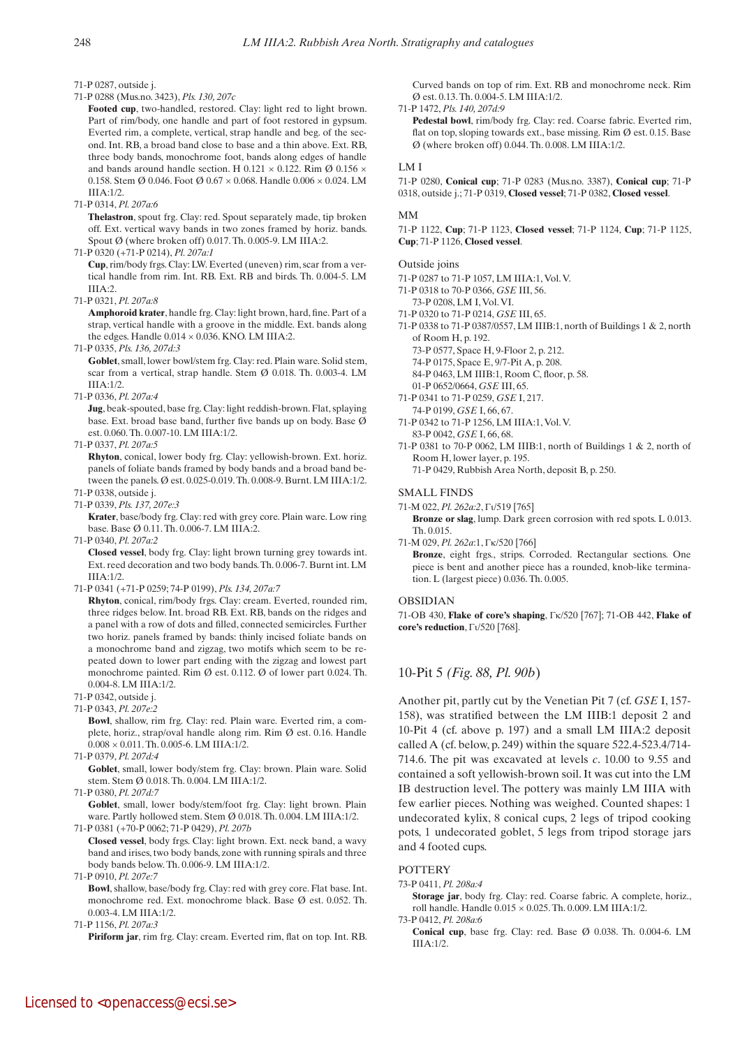71-P 0287, outside j.

71-P 0288 (Mus.no. 3423), *Pls. 130, 207c*

**Footed cup**, two-handled, restored. Clay: light red to light brown. Part of rim/body, one handle and part of foot restored in gypsum. Everted rim, a complete, vertical, strap handle and beg. of the second. Int. RB, a broad band close to base and a thin above. Ext. RB, three body bands, monochrome foot, bands along edges of handle and bands around handle section. H 0.121 × 0.122. Rim Ø 0.156 × 0.158. Stem Ø 0.046. Foot Ø 0.67 × 0.068. Handle 0.006 × 0.024. LM IIIA:1/2.

71-P 0314, *Pl. 207a:6*

**Thelastron**, spout frg. Clay: red. Spout separately made, tip broken off. Ext. vertical wavy bands in two zones framed by horiz. bands. Spout Ø (where broken off) 0.017. Th. 0.005-9. LM IIIA:2.

71-P 0320 (+71-P 0214), *Pl. 207a:1*

**Cup**, rim/body frgs. Clay: LW. Everted (uneven) rim, scar from a vertical handle from rim. Int. RB. Ext. RB and birds. Th. 0.004-5. LM IIIA:2.

71-P 0321, *Pl. 207a:8*

**Amphoroid krater**, handle frg. Clay: light brown, hard, fine. Part of a strap, vertical handle with a groove in the middle. Ext. bands along the edges. Handle 0.014 × 0.036. KNO. LM IIIA:2.

71-P 0335, *Pls. 136, 207d:3*

**Goblet**, small, lower bowl/stem frg. Clay: red. Plain ware. Solid stem, scar from a vertical, strap handle. Stem Ø 0.018. Th. 0.003-4. LM IIIA:1/2.

71-P 0336, *Pl. 207a:4*

**Jug**, beak-spouted, base frg. Clay: light reddish-brown. Flat, splaying base. Ext. broad base band, further five bands up on body. Base Ø est. 0.060. Th. 0.007-10. LM IIIA:1/2.

71-P 0337, *Pl. 207a:5*

**Rhyton**, conical, lower body frg. Clay: yellowish-brown. Ext. horiz. panels of foliate bands framed by body bands and a broad band between the panels. Ø est. 0.025-0.019. Th. 0.008-9. Burnt. LM IIIA:1/2.

71-P 0338, outside j.

71-P 0339, *Pls. 137, 207e:3*

**Krater**, base/body frg. Clay: red with grey core. Plain ware. Low ring base. Base Ø 0.11. Th. 0.006-7. LM IIIA:2.

71-P 0340, *Pl. 207a:2*

**Closed vessel**, body frg. Clay: light brown turning grey towards int. Ext. reed decoration and two body bands. Th. 0.006-7. Burnt int. LM IIIA:1/2.

71-P 0341 (+71-P 0259; 74-P 0199), *Pls. 134, 207a:7*

**Rhyton**, conical, rim/body frgs. Clay: cream. Everted, rounded rim, three ridges below. Int. broad RB. Ext. RB, bands on the ridges and a panel with a row of dots and filled, connected semicircles. Further two horiz. panels framed by bands: thinly incised foliate bands on a monochrome band and zigzag, two motifs which seem to be repeated down to lower part ending with the zigzag and lowest part monochrome painted. Rim Ø est. 0.112. Ø of lower part 0.024. Th. 0.004-8. LM IIIA:1/2.

71-P 0342, outside j.

71-P 0343, *Pl. 207e:2*

**Bowl**, shallow, rim frg. Clay: red. Plain ware. Everted rim, a complete, horiz., strap/oval handle along rim. Rim Ø est. 0.16. Handle 0.008 × 0.011. Th. 0.005-6. LM IIIA:1/2.

71-P 0379, *Pl. 207d:4*

**Goblet**, small, lower body/stem frg. Clay: brown. Plain ware. Solid stem. Stem Ø 0.018. Th. 0.004. LM IIIA:1/2.

71-P 0380, *Pl. 207d:7*

**Goblet**, small, lower body/stem/foot frg. Clay: light brown. Plain ware. Partly hollowed stem. Stem Ø 0.018. Th. 0.004. LM IIIA:1/2.

71-P 0381 (+70-P 0062; 71-P 0429), *Pl. 207b*

**Closed vessel**, body frgs. Clay: light brown. Ext. neck band, a wavy band and irises, two body bands, zone with running spirals and three body bands below. Th. 0.006-9. LM IIIA:1/2.

71-P 0910, *Pl. 207e:7*

**Bowl**, shallow, base/body frg. Clay: red with grey core. Flat base. Int. monochrome red. Ext. monochrome black. Base Ø est. 0.052. Th. 0.003-4. LM IIIA:1/2.

71-P 1156, *Pl. 207a:3*

**Piriform jar**, rim frg. Clay: cream. Everted rim, flat on top. Int. RB. Curved bands on top of rim. Ext. RB and monochrome neck. Rim Ø est. 0.13. Th. 0.004-5. LM IIIA:1/2.

71-P 1472, *Pls. 140, 207d:9*

**Pedestal bowl**, rim/body frg. Clay: red. Coarse fabric. Everted rim, flat on top, sloping towards ext., base missing. Rim Ø est. 0.15. Base Ø (where broken off) 0.044. Th. 0.008. LM IIIA:1/2.

LM I

71-P 0280, **Conical cup**; 71-P 0283 (Mus.no. 3387), **Conical cup**; 71-P 0318, outside j.; 71-P 0319, **Closed vessel**; 71-P 0382, **Closed vessel**.

MM

71-P 1122, **Cup**; 71-P 1123, **Closed vessel**; 71-P 1124, **Cup**; 71-P 1125, **Cup**; 71-P 1126, **Closed vessel**.

Outside joins

71-P 0287 to 71-P 1057, LM IIIA:1, Vol. V.

71-P 0318 to 70-P 0366, *GSE* III, 56.
73-P 0208, LM I, Vol. VI.

71-P 0320 to 71-P 0214, *GSE* III, 65.

71-P 0338 to 71-P 0387/0557, LM IIIB:1, north of Buildings 1 & 2, north of Room H, p. 192.
73-P 0577, Space H, 9-Floor 2, p. 212.
74-P 0175, Space E, 9/7-Pit A, p. 208.
84-P 0463, LM IIIB:1, Room C, floor, p. 58.
01-P 0652/0664, *GSE* III, 65.

71-P 0341 to 71-P 0259, *GSE* I, 217.
74-P 0199, *GSE* I, 66, 67.

71-P 0342 to 71-P 1256, LM IIIA:1, Vol. V.
83-P 0042, *GSE* I, 66, 68.

71-P 0381 to 70-P 0062, LM IIIB:1, north of Buildings 1 & 2, north of Room H, lower layer, p. 195.
71-P 0429, Rubbish Area North, deposit B, p. 250.

SMALL FINDS

71-M 022, *Pl. 262a:2*, Γι/519 [765]

**Bronze or slag**, lump. Dark green corrosion with red spots. L 0.013. Th. 0.015.

71-M 029, *Pl. 262a*:1, Γκ/520 [766]

**Bronze**, eight frgs., strips. Corroded. Rectangular sections. One piece is bent and another piece has a rounded, knob-like termination. L (largest piece) 0.036. Th. 0.005.

OBSIDIAN

71-OB 430, **Flake of core's shaping**, Γκ/520 [767]; 71-OB 442, **Flake of core's reduction**, Γι/520 [768].

## 10-Pit 5 *(Fig. 88, Pl. 90b)*

Another pit, partly cut by the Venetian Pit 7 (cf. *GSE* I, 157-158), was stratified between the LM IIIB:1 deposit 2 and 10-Pit 4 (cf. above p. 197) and a small LM IIIA:2 deposit called A (cf. below, p. 249) within the square 522.4-523.4/714-714.6. The pit was excavated at levels *c*. 10.00 to 9.55 and contained a soft yellowish-brown soil. It was cut into the LM IB destruction level. The pottery was mainly LM IIIA with few earlier pieces. Nothing was weighed. Counted shapes: 1 undecorated kylix, 8 conical cups, 2 legs of tripod cooking pots, 1 undecorated goblet, 5 legs from tripod storage jars and 4 footed cups.

POTTERY

73-P 0411, *Pl. 208a:4*

**Storage jar**, body frg. Clay: red. Coarse fabric. A complete, horiz., roll handle. Handle 0.015 × 0.025. Th. 0.009. LM IIIA:1/2.

73-P 0412, *Pl. 208a:6*

**Conical cup**, base frg. Clay: red. Base Ø 0.038. Th. 0.004-6. LM IIIA:1/2.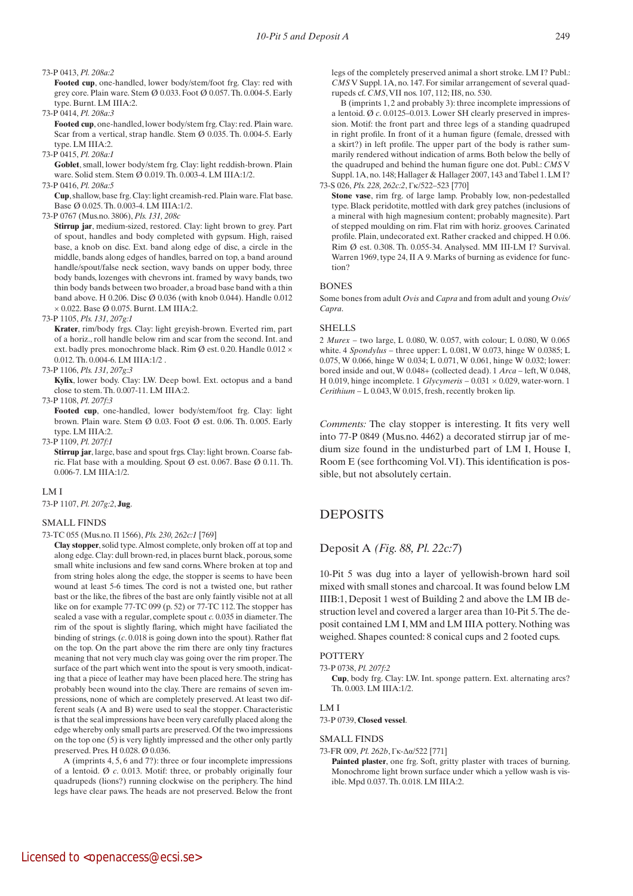73-P 0413, *Pl. 208a:2*

**Footed cup**, one-handled, lower body/stem/foot frg. Clay: red with grey core. Plain ware. Stem Ø 0.033. Foot Ø 0.057. Th. 0.004-5. Early type. Burnt. LM IIIA:2.

73-P 0414, *Pl. 208a:3*

**Footed cup**, one-handled, lower body/stem frg. Clay: red. Plain ware. Scar from a vertical, strap handle. Stem Ø 0.035. Th. 0.004-5. Early type. LM IIIA:2.

73-P 0415, *Pl. 208a:1*

**Goblet**, small, lower body/stem frg. Clay: light reddish-brown. Plain ware. Solid stem. Stem Ø 0.019. Th. 0.003-4. LM IIIA:1/2.

73-P 0416, *Pl. 208a:5*

**Cup**, shallow, base frg. Clay: light creamish-red. Plain ware. Flat base. Base Ø 0.025. Th. 0.003-4. LM IIIA:1/2.

73-P 0767 (Mus.no. 3806), *Pls. 131, 208c*

**Stirrup jar**, medium-sized, restored. Clay: light brown to grey. Part of spout, handles and body completed with gypsum. High, raised base, a knob on disc. Ext. band along edge of disc, a circle in the middle, bands along edges of handles, barred on top, a band around handle/spout/false neck section, wavy bands on upper body, three body bands, lozenges with chevrons int. framed by wavy bands, two thin body bands between two broader, a broad base band with a thin band above. H 0.206. Disc Ø 0.036 (with knob 0.044). Handle 0.012 × 0.022. Base Ø 0.075. Burnt. LM IIIA:2.

73-P 1105, *Pls. 131, 207g:1*

**Krater**, rim/body frgs. Clay: light greyish-brown. Everted rim, part of a horiz., roll handle below rim and scar from the second. Int. and ext. badly pres. monochrome black. Rim Ø est. 0.20. Handle 0.012 × 0.012. Th. 0.004-6. LM IIIA:1/2 .

73-P 1106, *Pls. 131, 207g:3*

**Kylix**, lower body. Clay: LW. Deep bowl. Ext. octopus and a band close to stem. Th. 0.007-11. LM IIIA:2.

73-P 1108, *Pl. 207f:3*

**Footed cup**, one-handled, lower body/stem/foot frg. Clay: light brown. Plain ware. Stem Ø 0.03. Foot Ø est. 0.06. Th. 0.005. Early type. LM IIIA:2.

73-P 1109, *Pl. 207f:1*

**Stirrup jar**, large, base and spout frgs. Clay: light brown. Coarse fabric. Flat base with a moulding. Spout Ø est. 0.067. Base Ø 0.11. Th. 0.006-7. LM IIIA:1/2.

LM I

73-P 1107, *Pl. 207g:2*, **Jug**.

SMALL FINDS

73-TC 055 (Mus.no. Π 1566), *Pls. 230, 262c:1* [769]

**Clay stopper**, solid type. Almost complete, only broken off at top and along edge. Clay: dull brown-red, in places burnt black, porous, some small white inclusions and few sand corns. Where broken at top and from string holes along the edge, the stopper is seems to have been wound at least 5-6 times. The cord is not a twisted one, but rather bast or the like, the fibres of the bast are only faintly visible not at all like on for example 77-TC 099 (p. 52) or 77-TC 112. The stopper has sealed a vase with a regular, complete spout *c.* 0.035 in diameter. The rim of the spout is slightly flaring, which might have faciliated the binding of strings. (*c.* 0.018 is going down into the spout). Rather flat on the top. On the part above the rim there are only tiny fractures meaning that not very much clay was going over the rim proper. The surface of the part which went into the spout is very smooth, indicating that a piece of leather may have been placed here. The string has probably been wound into the clay. There are remains of seven impressions, none of which are completely preserved. At least two different seals (A and B) were used to seal the stopper. Characteristic is that the seal impressions have been very carefully placed along the edge whereby only small parts are preserved. Of the two impressions on the top one (5) is very lightly impressed and the other only partly preserved. Pres. H 0.028. Ø 0.036.

A (imprints 4, 5, 6 and 7?): three or four incomplete impressions of a lentoid. Ø *c.* 0.013. Motif: three, or probably originally four quadrupeds (lions?) running clockwise on the periphery. The hind legs have clear paws. The heads are not preserved. Below the front legs of the completely preserved animal a short stroke. LM I? Publ.: *CMS* V Suppl. 1A, no. 147. For similar arrangement of several quadrupeds cf. *CMS*, VII nos. 107, 112; II8, no. 530.

B (imprints 1, 2 and probably 3): three incomplete impressions of a lentoid. Ø *c.* 0.0125–0.013. Lower SH clearly preserved in impression. Motif: the front part and three legs of a standing quadruped in right profile. In front of it a human figure (female, dressed with a skirt?) in left profile. The upper part of the body is rather summarily rendered without indication of arms. Both below the belly of the quadruped and behind the human figure one dot. Publ.: *CMS* V Suppl. 1A, no. 148; Hallager & Hallager 2007, 143 and Tabel 1. LM I?

73-S 026, *Pls. 228, 262c:2*, Γκ/522–523 [770]

**Stone vase**, rim frg. of large lamp. Probably low, non-pedestalled type. Black peridotite, mottled with dark grey patches (inclusions of a mineral with high magnesium content; probably magnesite). Part of stepped moulding on rim. Flat rim with horiz. grooves. Carinated profile. Plain, undecorated ext. Rather cracked and chipped. H 0.06. Rim Ø est. 0.308. Th. 0.055-34. Analysed. MM III-LM I? Survival. Warren 1969, type 24, II A 9. Marks of burning as evidence for function?

BONES

Some bones from adult *Ovis* and *Capra* and from adult and young *Ovis/Capra*.

SHELLS

2 *Murex* – two large, L 0.080, W. 0.057, with colour; L 0.080, W 0.065 white. 4 *Spondylus* – three upper: L 0.081, W 0.073, hinge W 0.0385; L 0.075, W 0.066, hinge W 0.034; L 0.071, W 0.061, hinge W 0.032; lower: bored inside and out, W 0.048+ (collected dead). 1 *Arca* – left, W 0.048, H 0.019, hinge incomplete. 1 *Glycymeris* – 0.031 × 0.029, water-worn. 1 *Cerithium* – L 0.043, W 0.015, fresh, recently broken lip.

*Comments:* The clay stopper is interesting. It fits very well into 77-P 0849 (Mus.no. 4462) a decorated stirrup jar of medium size found in the undisturbed part of LM I, House I, Room E (see forthcoming Vol. VI). This identification is possible, but not absolutely certain.

## DEPOSITS

### Deposit A *(Fig. 88, Pl. 22c:7)*

10-Pit 5 was dug into a layer of yellowish-brown hard soil mixed with small stones and charcoal. It was found below LM IIIB:1, Deposit 1 west of Building 2 and above the LM IB destruction level and covered a larger area than 10-Pit 5. The deposit contained LM I, MM and LM IIIA pottery. Nothing was weighed. Shapes counted: 8 conical cups and 2 footed cups.

POTTERY

73-P 0738, *Pl. 207f:2*

**Cup**, body frg. Clay: LW. Int. sponge pattern. Ext. alternating arcs? Th. 0.003. LM IIIA:1/2.

LM I

73-P 0739, **Closed vessel**.

SMALL FINDS

73-FR 009, *Pl. 262b*, Γκ-Δα/522 [771]

**Painted plaster**, one frg. Soft, gritty plaster with traces of burning. Monochrome light brown surface under which a yellow wash is visible. Mpd 0.037. Th. 0.018. LM IIIA:2.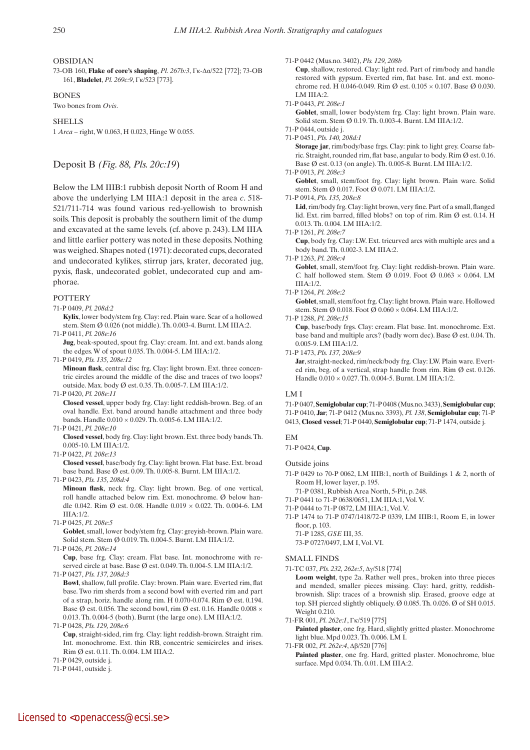OBSIDIAN

73-OB 160, **Flake of core's shaping**, *Pl. 267b:3*, Γκ-Δα/522 [772]; 73-OB 161, **Bladelet**, *Pl. 269c:9*, Γκ/523 [773].

BONES

Two bones from *Ovis*.

SHELLS

1 *Arca* – right, W 0.063, H 0.023, Hinge W 0.055.

## Deposit B *(Fig. 88, Pls. 20c:19)*

Below the LM IIIB:1 rubbish deposit North of Room H and above the underlying LM IIIA:1 deposit in the area *c*. 518-521/711-714 was found various red-yellowish to brownish soils. This deposit is probably the southern limit of the dump and excavated at the same levels. (cf. above p. 243). LM IIIA and little earlier pottery was noted in these deposits. Nothing was weighed. Shapes noted (1971): decorated cups, decorated and undecorated kylikes, stirrup jars, krater, decorated jug, pyxis, flask, undecorated goblet, undecorated cup and amphorae.

POTTERY

71-P 0409, *Pl. 208d:2*
**Kylix**, lower body/stem frg. Clay: red. Plain ware. Scar of a hollowed stem. Stem Ø 0.026 (not middle). Th. 0.003-4. Burnt. LM IIIA:2.

71-P 0411, *Pl. 208e:16*
**Jug**, beak-spouted, spout frg. Clay: cream. Int. and ext. bands along the edges. W of spout 0.035. Th. 0.004-5. LM IIIA:1/2.

71-P 0419, *Pls. 135, 208e:12*
**Minoan flask**, central disc frg. Clay: light brown. Ext. three concentric circles around the middle of the disc and traces of two loops? outside. Max. body Ø est. 0.35. Th. 0.005-7. LM IIIA:1/2.

71-P 0420, *Pl. 208e:11*
**Closed vessel**, upper body frg. Clay: light reddish-brown. Beg. of an oval handle. Ext. band around handle attachment and three body bands. Handle 0.010 × 0.029. Th. 0.005-6. LM IIIA:1/2.

71-P 0421, *Pl. 208e:10*
**Closed vessel**, body frg. Clay: light brown. Ext. three body bands. Th. 0.005-10. LM IIIA:1/2.

71-P 0422, *Pl. 208e:13*
**Closed vessel**, base/body frg. Clay: light brown. Flat base. Ext. broad base band. Base Ø est. 0.09. Th. 0.005-8. Burnt. LM IIIA:1/2.

71-P 0423, *Pls. 135, 208d:4*
**Minoan flask**, neck frg. Clay: light brown. Beg. of one vertical, roll handle attached below rim. Ext. monochrome. Ø below handle 0.042. Rim Ø est. 0.08. Handle 0.019 × 0.022. Th. 0.004-6. LM IIIA:1/2.

71-P 0425, *Pl. 208e:5*
**Goblet**, small, lower body/stem frg. Clay: greyish-brown. Plain ware. Solid stem. Stem Ø 0.019. Th. 0.004-5. Burnt. LM IIIA:1/2.

71-P 0426, *Pl. 208e:14*
**Cup**, base frg. Clay: cream. Flat base. Int. monochrome with reserved circle at base. Base Ø est. 0.049. Th. 0.004-5. LM IIIA:1/2.

71-P 0427, *Pls. 137, 208d:3*
**Bowl**, shallow, full profile. Clay: brown. Plain ware. Everted rim, flat base. Two rim sherds from a second bowl with everted rim and part of a strap, horiz. handle along rim. H 0.070-0.074. Rim Ø est. 0.194. Base Ø est. 0.056. The second bowl, rim Ø est. 0.16. Handle 0.008 × 0.013. Th. 0.004-5 (both). Burnt (the large one). LM IIIA:1/2.

71-P 0428, *Pls. 129, 208e:6*
**Cup**, straight-sided, rim frg. Clay: light reddish-brown. Straight rim. Int. monochrome. Ext. thin RB, concentric semicircles and irises. Rim Ø est. 0.11. Th. 0.004. LM IIIA:2.

71-P 0429, outside j.

71-P 0441, outside j.

71-P 0442 (Mus.no. 3402), *Pls. 129, 208b*
**Cup**, shallow, restored. Clay: light red. Part of rim/body and handle restored with gypsum. Everted rim, flat base. Int. and ext. monochrome red. H 0.046-0.049. Rim Ø est. 0.105 × 0.107. Base Ø 0.030. LM IIIA:2.

71-P 0443, *Pl. 208e:1*
**Goblet**, small, lower body/stem frg. Clay: light brown. Plain ware. Solid stem. Stem Ø 0.19. Th. 0.003-4. Burnt. LM IIIA:1/2.

71-P 0444, outside j.

71-P 0451, *Pls. 140, 208d:1*
**Storage jar**, rim/body/base frgs. Clay: pink to light grey. Coarse fabric. Straight, rounded rim, flat base, angular to body. Rim Ø est. 0.16. Base Ø est. 0.13 (on angle). Th. 0.005-8. Burnt. LM IIIA:1/2.

71-P 0913, *Pl. 208e:3*
**Goblet**, small, stem/foot frg. Clay: light brown. Plain ware. Solid stem. Stem Ø 0.017. Foot Ø 0.071. LM IIIA:1/2.

71-P 0914, *Pls. 135, 208e:8*
**Lid**, rim/body frg. Clay: light brown, very fine. Part of a small, flanged lid. Ext. rim barred, filled blobs? on top of rim. Rim Ø est. 0.14. H 0.013. Th. 0.004. LM IIIA:1/2.

71-P 1261, *Pl. 208e:7*
**Cup**, body frg. Clay: LW. Ext. tricurved arcs with multiple arcs and a body band. Th. 0.002-3. LM IIIA:2.

71-P 1263, *Pl. 208e:4*
**Goblet**, small, stem/foot frg. Clay: light reddish-brown. Plain ware. *C.* half hollowed stem. Stem Ø 0.019. Foot Ø 0.063 × 0.064. LM IIIA:1/2.

71-P 1264, *Pl. 208e:2*
**Goblet**, small, stem/foot frg. Clay: light brown. Plain ware. Hollowed stem. Stem Ø 0.018. Foot Ø 0.060 × 0.064. LM IIIA:1/2.

71-P 1288, *Pl. 208e:15*
**Cup**, base/body frgs. Clay: cream. Flat base. Int. monochrome. Ext. base band and multiple arcs? (badly worn dec). Base Ø est. 0.04. Th. 0.005-9. LM IIIA:1/2.

71-P 1473, *Pls. 137, 208e:9*
**Jar**, straight-necked, rim/neck/body frg. Clay: LW. Plain ware. Everted rim, beg. of a vertical, strap handle from rim. Rim Ø est. 0.126. Handle 0.010 × 0.027. Th. 0.004-5. Burnt. LM IIIA:1/2.

LM I

71-P 0407, **Semiglobular cup**; 71-P 0408 (Mus.no. 3433), **Semiglobular cup**; 71-P 0410, **Jar**; 71-P 0412 (Mus.no. 3393), *Pl. 138*, **Semiglobular cup**; 71-P 0413, **Closed vessel**; 71-P 0440, **Semiglobular cup**; 71-P 1474, outside j.

EM

71-P 0424, **Cup**.

Outside joins

- 71-P 0429 to 70-P 0062, LM IIIB:1, north of Buildings 1 & 2, north of Room H, lower layer, p. 195.
  71-P 0381, Rubbish Area North, 5-Pit, p. 248.
- 71-P 0441 to 71-P 0638/0651, LM IIIA:1, Vol. V.
- 71-P 0444 to 71-P 0872, LM IIIA:1, Vol. V.
- 71-P 1474 to 71-P 0747/1418/72-P 0339, LM IIIB:1, Room E, in lower floor, p. 103.
  71-P 1285, *GSE* III, 35.
  73-P 0727/0497, LM I, Vol. VI.

SMALL FINDS

71-TC 037, *Pls. 232, 262e:5*, Δγ/518 [774]
**Loom weight**, type 2a. Rather well pres., broken into three pieces and mended, smaller pieces missing. Clay: hard, gritty, reddish-brownish. Slip: traces of a brownish slip. Erased, groove edge at top. SH pierced slightly obliquely. Ø 0.085. Th. 0.026. Ø of SH 0.015. Weight 0.210.

71-FR 001, *Pl. 262e:1*, Γκ/519 [775]
**Painted plaster**, one frg. Hard, slightly gritted plaster. Monochrome light blue. Mpd 0.023. Th. 0.006. LM I.

71-FR 002, *Pl. 262e:4*, Δβ/520 [776]
**Painted plaster**, one frg. Hard, gritted plaster. Monochrome, blue surface. Mpd 0.034. Th. 0.01. LM IIIA:2.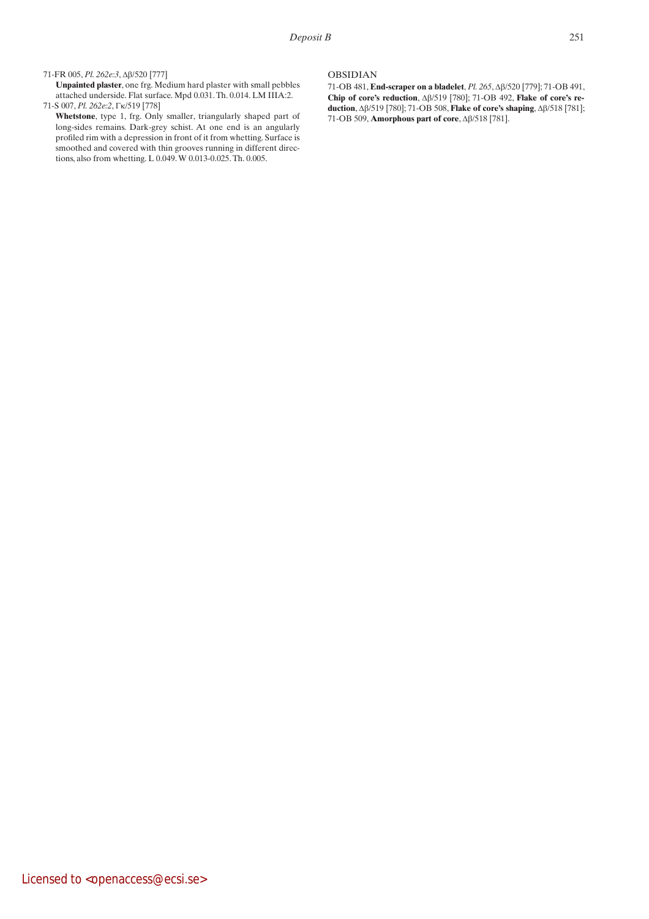71-FR 005, *Pl. 262e:3*, Δβ/520 [777]

**Unpainted plaster**, one frg. Medium hard plaster with small pebbles attached underside. Flat surface. Mpd 0.031. Th. 0.014. LM IIIA:2.

71-S 007, *Pl. 262e:2*, Γκ/519 [778]

**Whetstone**, type 1, frg. Only smaller, triangularly shaped part of long-sides remains. Dark-grey schist. At one end is an angularly profiled rim with a depression in front of it from whetting. Surface is smoothed and covered with thin grooves running in different directions, also from whetting. L 0.049. W 0.013-0.025. Th. 0.005.

OBSIDIAN

71-OB 481, **End-scraper on a bladelet**, *Pl. 265*, Δβ/520 [779]; 71-OB 491, **Chip of core's reduction**, Δβ/519 [780]; 71-OB 492, **Flake of core's reduction**, Δβ/519 [780]; 71-OB 508, **Flake of core's shaping**, Δβ/518 [781]; 71-OB 509, **Amorphous part of core**, Δβ/518 [781].

Licensed to <openaccess@ecsi.se>